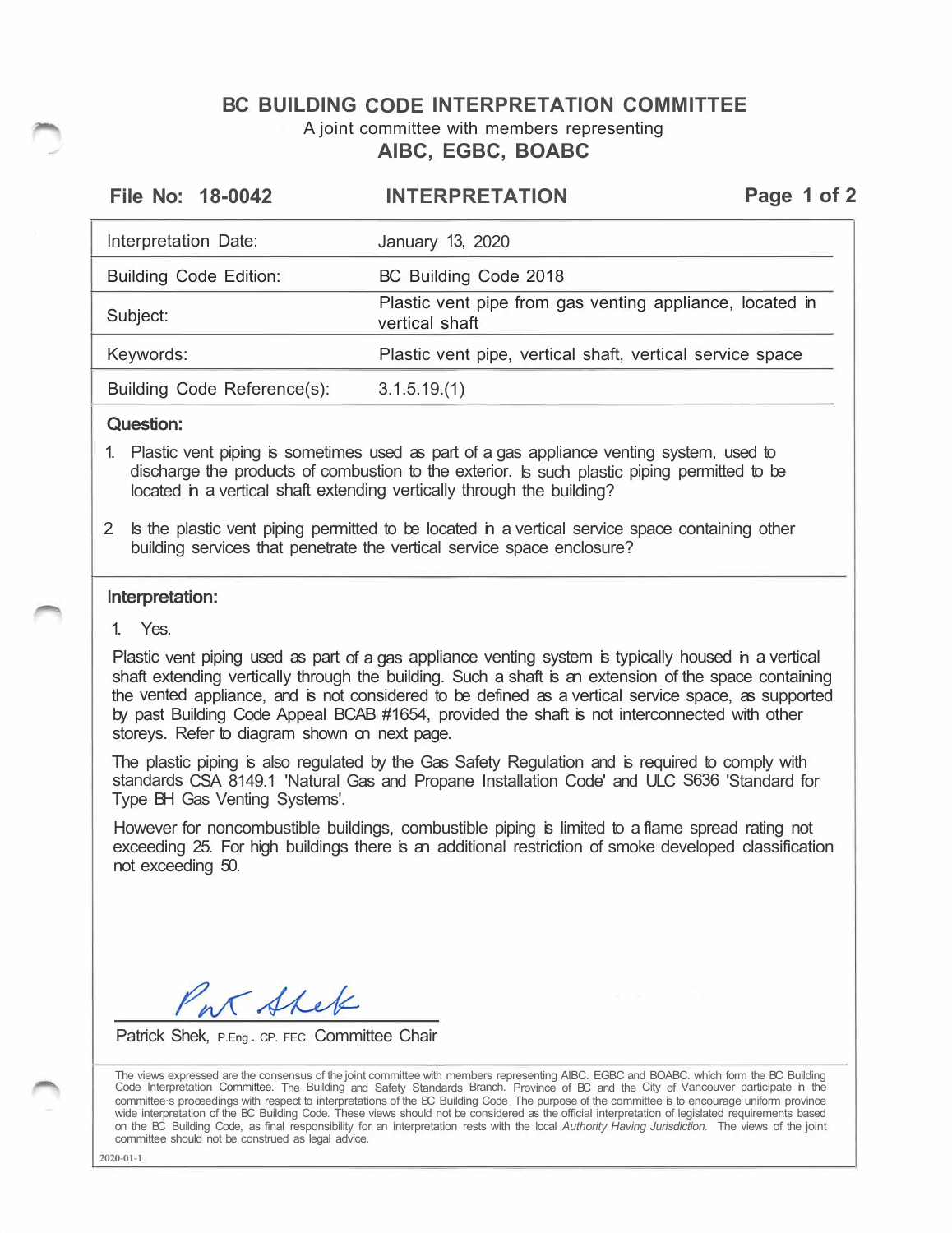# BC BUILDING CODE INTERPRETATION COMMITTEE

A joint committee with members representing

**AIBC, EGBC, BOABC**

**File No: 18-0042** | **INTERPRETATION**

| | |
|---|---|
| Interpretation Date: | January 13, 2020 |
| Building Code Edition: | BC Building Code 2018 |
| Subject: | Plastic vent pipe from gas venting appliance, located in vertical shaft |
| Keywords: | Plastic vent pipe, vertical shaft, vertical service space |
| Building Code Reference(s): | 3.1.5.19.(1) |

**Question:**

1. Plastic vent piping is sometimes used as part of a gas appliance venting system, used to discharge the products of combustion to the exterior. Is such plastic piping permitted to be located in a vertical shaft extending vertically through the building?

2. Is the plastic vent piping permitted to be located in a vertical service space containing other building services that penetrate the vertical service space enclosure?

**Interpretation:**

1. Yes.

Plastic vent piping used as part of a gas appliance venting system is typically housed in a vertical shaft extending vertically through the building. Such a shaft is an extension of the space containing the vented appliance, and is not considered to be defined as a vertical service space, as supported by past Building Code Appeal BCAB #1654, provided the shaft is not interconnected with other storeys. Refer to diagram shown on next page.

The plastic piping is also regulated by the Gas Safety Regulation and is required to comply with standards CSA 8149.1 'Natural Gas and Propane Installation Code' and ULC S636 'Standard for Type BH Gas Venting Systems'.

However for noncombustible buildings, combustible piping is limited to a flame spread rating not exceeding 25. For high buildings there is an additional restriction of smoke developed classification not exceeding 50.

Patrick Shek, P.Eng. CP. FEC. Committee Chair

The views expressed are the consensus of the joint committee with members representing AIBC. EGBC and BOABC. which form the BC Building Code Interpretation Committee. The Building and Safety Standards Branch. Province of BC and the City of Vancouver participate in the committee's proceedings with respect to interpretations of the BC Building Code. The purpose of the committee is to encourage uniform province wide interpretation of the BC Building Code. These views should not be considered as the official interpretation of legislated requirements based on the BC Building Code, as final responsibility for an interpretation rests with the local *Authority Having Jurisdiction*. The views of the joint committee should not be construed as legal advice.

2020-01-1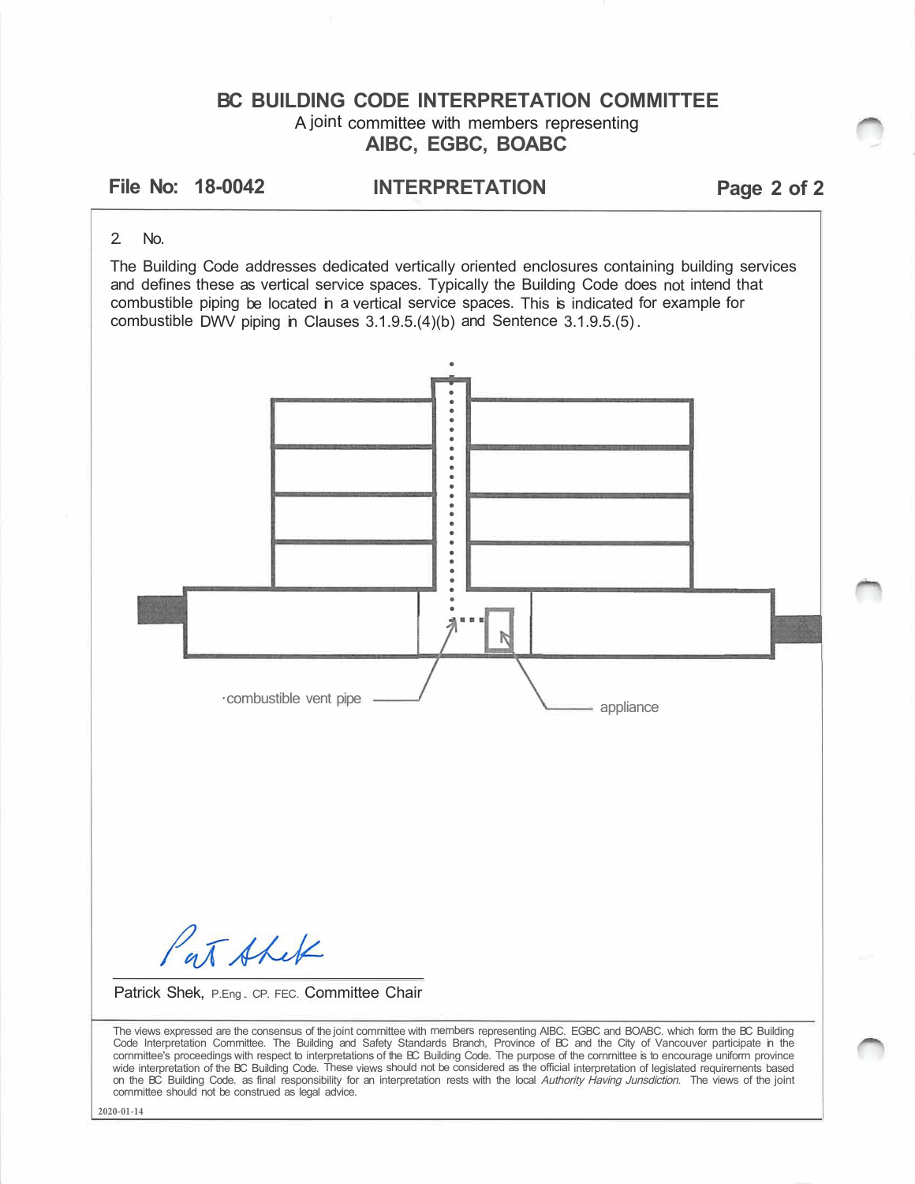2. No.

The Building Code addresses dedicated vertically oriented enclosures containing building services and defines these as vertical service spaces. Typically the Building Code does not intend that combustible piping be located in a vertical service spaces. This is indicated for example for combustible DWV piping in Clauses 3.1.9.5.(4)(b) and Sentence 3.1.9.5.(5).

combustible vent pipe

appliance

Patrick Shek, P.Eng. CP. FEC. Committee Chair

The views expressed are the consensus of the joint committee with members representing AIBC, EGBC and BOABC, which form the BC Building Code Interpretation Committee. The Building and Safety Standards Branch, Province of BC and the City of Vancouver participate in the committee's proceedings with respect to interpretations of the BC Building Code. The purpose of the committee is to encourage uniform province wide interpretation of the BC Building Code. These views should not be considered as the official interpretation of legislated requirements based on the BC Building Code, as final responsibility for an interpretation rests with the local *Authority Having Jurisdiction*. The views of the joint committee should not be construed as legal advice.

2020-01-14